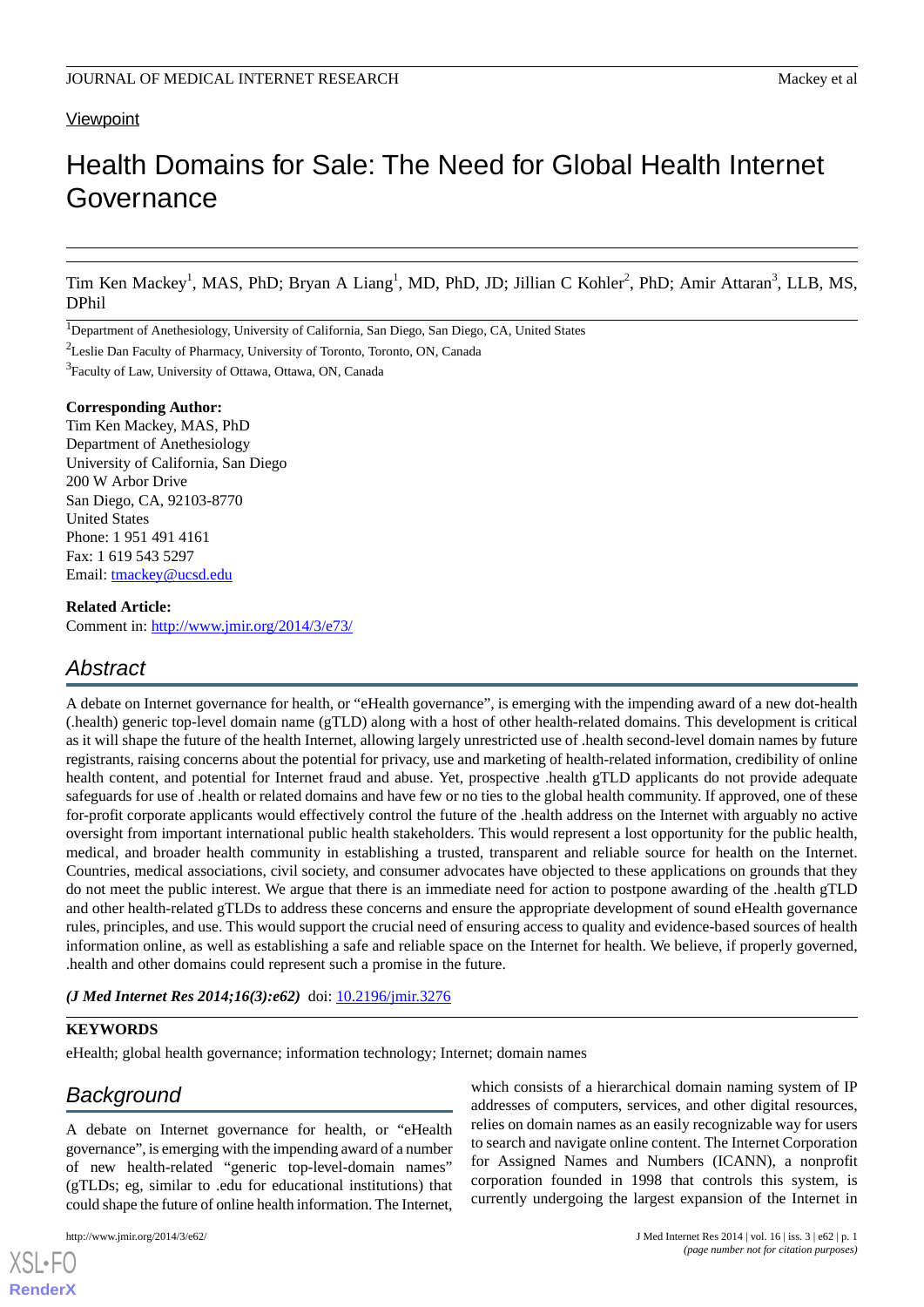Viewpoint

# Health Domains for Sale: The Need for Global Health Internet Governance

Tim Ken Mackey[1], MAS, PhD; Bryan A Liang[1], MD, PhD, JD; Jillian C Kohler[2], PhD; Amir Attaran[3], LLB, MS, DPhil

[1]Department of Anethesiology, University of California, San Diego, San Diego, CA, United States

[2]Leslie Dan Faculty of Pharmacy, University of Toronto, Toronto, ON, Canada

[3]Faculty of Law, University of Ottawa, Ottawa, ON, Canada

**Corresponding Author:**
Tim Ken Mackey, MAS, PhD
Department of Anethesiology
University of California, San Diego
200 W Arbor Drive
San Diego, CA, 92103-8770
United States
Phone: 1 951 491 4161
Fax: 1 619 543 5297
Email: tmackey@ucsd.edu

**Related Article:**
Comment in: http://www.jmir.org/2014/3/e73/

## Abstract

A debate on Internet governance for health, or "eHealth governance", is emerging with the impending award of a new dot-health (.health) generic top-level domain name (gTLD) along with a host of other health-related domains. This development is critical as it will shape the future of the health Internet, allowing largely unrestricted use of .health second-level domain names by future registrants, raising concerns about the potential for privacy, use and marketing of health-related information, credibility of online health content, and potential for Internet fraud and abuse. Yet, prospective .health gTLD applicants do not provide adequate safeguards for use of .health or related domains and have few or no ties to the global health community. If approved, one of these for-profit corporate applicants would effectively control the future of the .health address on the Internet with arguably no active oversight from important international public health stakeholders. This would represent a lost opportunity for the public health, medical, and broader health community in establishing a trusted, transparent and reliable source for health on the Internet. Countries, medical associations, civil society, and consumer advocates have objected to these applications on grounds that they do not meet the public interest. We argue that there is an immediate need for action to postpone awarding of the .health gTLD and other health-related gTLDs to address these concerns and ensure the appropriate development of sound eHealth governance rules, principles, and use. This would support the crucial need of ensuring access to quality and evidence-based sources of health information online, as well as establishing a safe and reliable space on the Internet for health. We believe, if properly governed, .health and other domains could represent such a promise in the future.

***(J Med Internet Res 2014;16(3):e62)*** doi: 10.2196/jmir.3276

**KEYWORDS**

eHealth; global health governance; information technology; Internet; domain names

## Background

A debate on Internet governance for health, or "eHealth governance", is emerging with the impending award of a number of new health-related "generic top-level-domain names" (gTLDs; eg, similar to .edu for educational institutions) that could shape the future of online health information. The Internet, which consists of a hierarchical domain naming system of IP addresses of computers, services, and other digital resources, relies on domain names as an easily recognizable way for users to search and navigate online content. The Internet Corporation for Assigned Names and Numbers (ICANN), a nonprofit corporation founded in 1998 that controls this system, is currently undergoing the largest expansion of the Internet in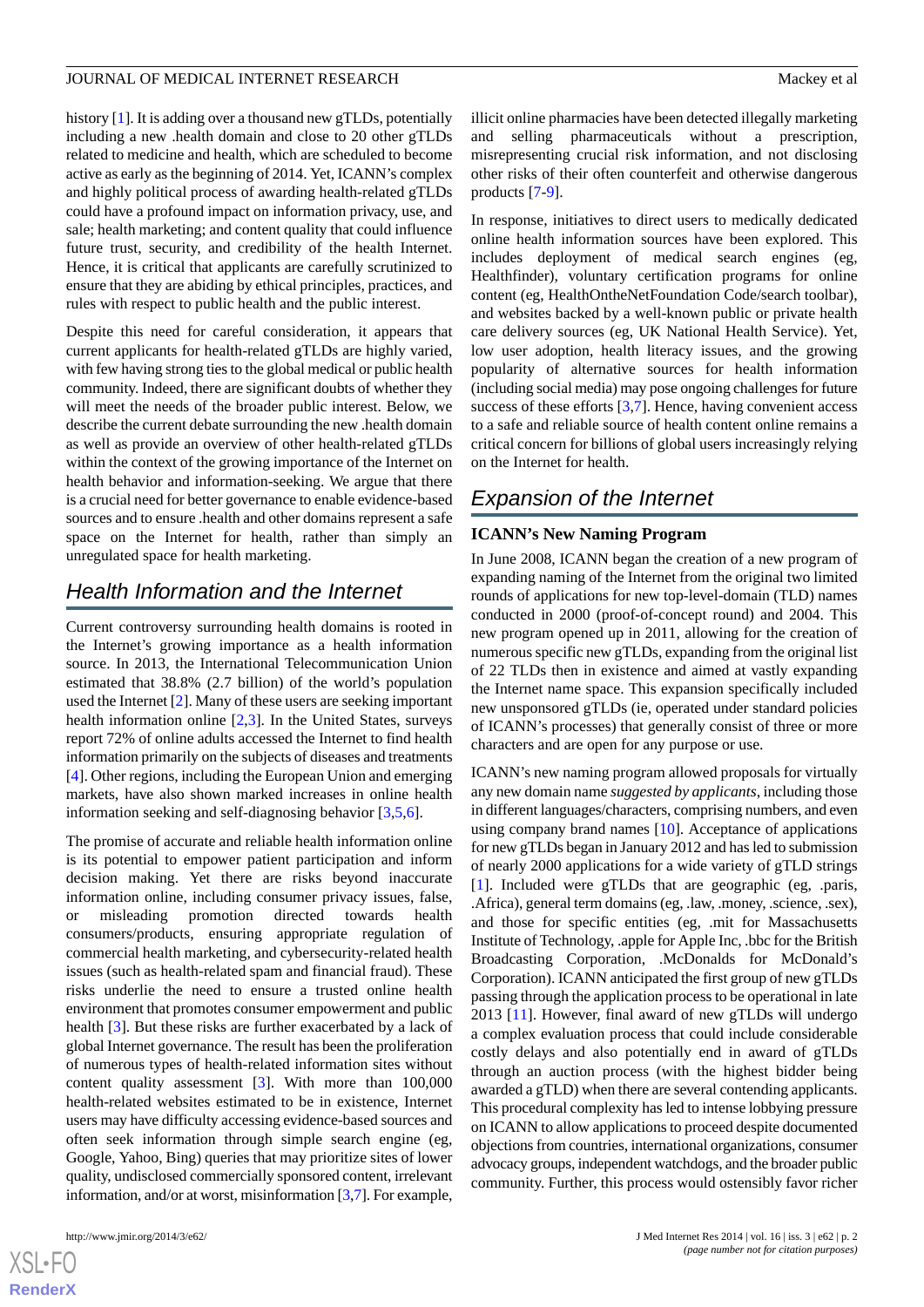history [1]. It is adding over a thousand new gTLDs, potentially including a new .health domain and close to 20 other gTLDs related to medicine and health, which are scheduled to become active as early as the beginning of 2014. Yet, ICANN's complex and highly political process of awarding health-related gTLDs could have a profound impact on information privacy, use, and sale; health marketing; and content quality that could influence future trust, security, and credibility of the health Internet. Hence, it is critical that applicants are carefully scrutinized to ensure that they are abiding by ethical principles, practices, and rules with respect to public health and the public interest.

Despite this need for careful consideration, it appears that current applicants for health-related gTLDs are highly varied, with few having strong ties to the global medical or public health community. Indeed, there are significant doubts of whether they will meet the needs of the broader public interest. Below, we describe the current debate surrounding the new .health domain as well as provide an overview of other health-related gTLDs within the context of the growing importance of the Internet on health behavior and information-seeking. We argue that there is a crucial need for better governance to enable evidence-based sources and to ensure .health and other domains represent a safe space on the Internet for health, rather than simply an unregulated space for health marketing.

## Health Information and the Internet

Current controversy surrounding health domains is rooted in the Internet's growing importance as a health information source. In 2013, the International Telecommunication Union estimated that 38.8% (2.7 billion) of the world's population used the Internet [2]. Many of these users are seeking important health information online [2,3]. In the United States, surveys report 72% of online adults accessed the Internet to find health information primarily on the subjects of diseases and treatments [4]. Other regions, including the European Union and emerging markets, have also shown marked increases in online health information seeking and self-diagnosing behavior [3,5,6].

The promise of accurate and reliable health information online is its potential to empower patient participation and inform decision making. Yet there are risks beyond inaccurate information online, including consumer privacy issues, false, or misleading promotion directed towards health consumers/products, ensuring appropriate regulation of commercial health marketing, and cybersecurity-related health issues (such as health-related spam and financial fraud). These risks underlie the need to ensure a trusted online health environment that promotes consumer empowerment and public health [3]. But these risks are further exacerbated by a lack of global Internet governance. The result has been the proliferation of numerous types of health-related information sites without content quality assessment [3]. With more than 100,000 health-related websites estimated to be in existence, Internet users may have difficulty accessing evidence-based sources and often seek information through simple search engine (eg, Google, Yahoo, Bing) queries that may prioritize sites of lower quality, undisclosed commercially sponsored content, irrelevant information, and/or at worst, misinformation [3,7]. For example, illicit online pharmacies have been detected illegally marketing and selling pharmaceuticals without a prescription, misrepresenting crucial risk information, and not disclosing other risks of their often counterfeit and otherwise dangerous products [7-9].

In response, initiatives to direct users to medically dedicated online health information sources have been explored. This includes deployment of medical search engines (eg, Healthfinder), voluntary certification programs for online content (eg, HealthOntheNetFoundation Code/search toolbar), and websites backed by a well-known public or private health care delivery sources (eg, UK National Health Service). Yet, low user adoption, health literacy issues, and the growing popularity of alternative sources for health information (including social media) may pose ongoing challenges for future success of these efforts [3,7]. Hence, having convenient access to a safe and reliable source of health content online remains a critical concern for billions of global users increasingly relying on the Internet for health.

## Expansion of the Internet

### ICANN's New Naming Program

In June 2008, ICANN began the creation of a new program of expanding naming of the Internet from the original two limited rounds of applications for new top-level-domain (TLD) names conducted in 2000 (proof-of-concept round) and 2004. This new program opened up in 2011, allowing for the creation of numerous specific new gTLDs, expanding from the original list of 22 TLDs then in existence and aimed at vastly expanding the Internet name space. This expansion specifically included new unsponsored gTLDs (ie, operated under standard policies of ICANN's processes) that generally consist of three or more characters and are open for any purpose or use.

ICANN's new naming program allowed proposals for virtually any new domain name *suggested by applicants*, including those in different languages/characters, comprising numbers, and even using company brand names [10]. Acceptance of applications for new gTLDs began in January 2012 and has led to submission of nearly 2000 applications for a wide variety of gTLD strings [1]. Included were gTLDs that are geographic (eg, .paris, .Africa), general term domains (eg, .law, .money, .science, .sex), and those for specific entities (eg, .mit for Massachusetts Institute of Technology, .apple for Apple Inc, .bbc for the British Broadcasting Corporation, .McDonalds for McDonald's Corporation). ICANN anticipated the first group of new gTLDs passing through the application process to be operational in late 2013 [11]. However, final award of new gTLDs will undergo a complex evaluation process that could include considerable costly delays and also potentially end in award of gTLDs through an auction process (with the highest bidder being awarded a gTLD) when there are several contending applicants. This procedural complexity has led to intense lobbying pressure on ICANN to allow applications to proceed despite documented objections from countries, international organizations, consumer advocacy groups, independent watchdogs, and the broader public community. Further, this process would ostensibly favor richer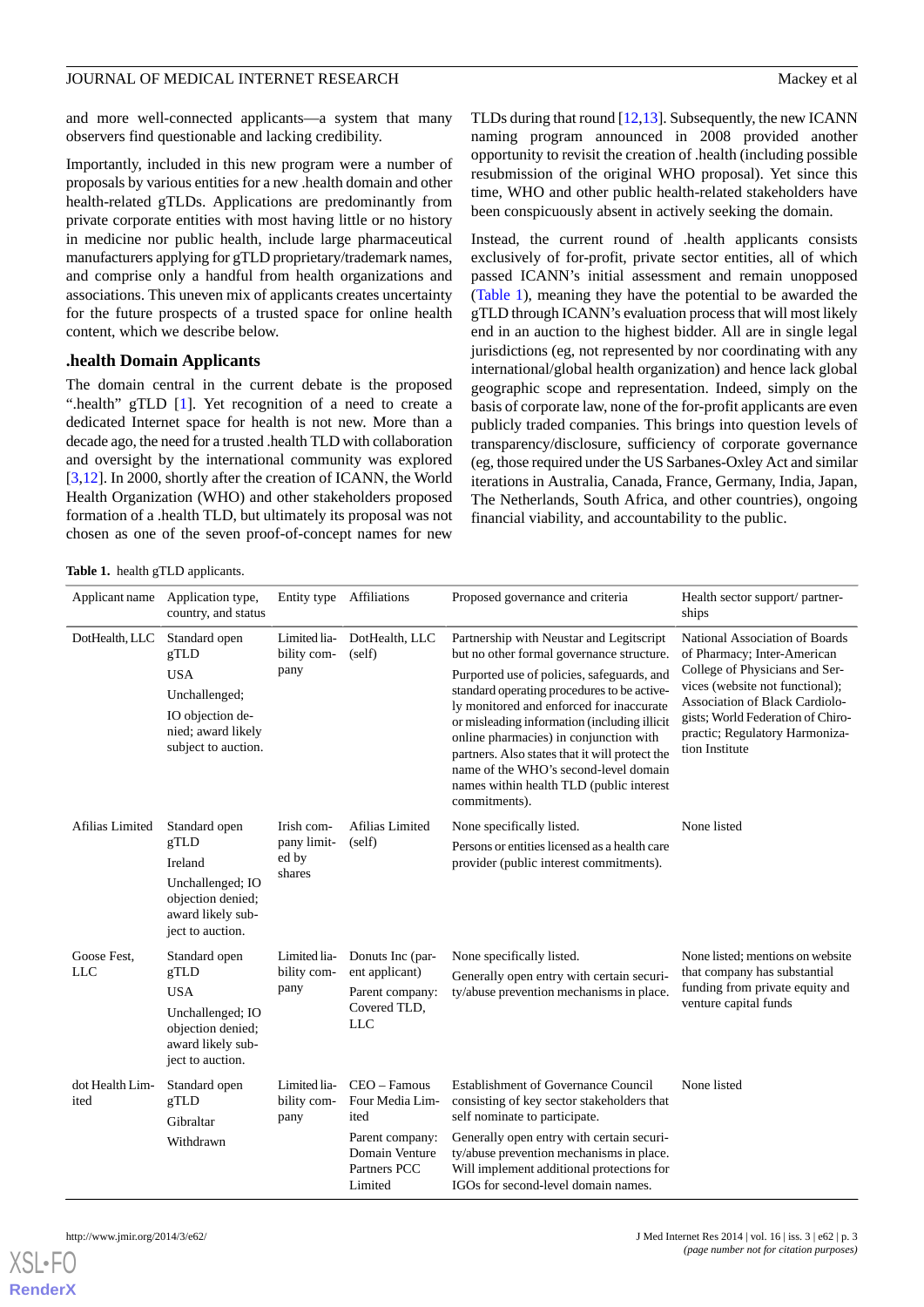and more well-connected applicants—a system that many observers find questionable and lacking credibility.

Importantly, included in this new program were a number of proposals by various entities for a new .health domain and other health-related gTLDs. Applications are predominantly from private corporate entities with most having little or no history in medicine nor public health, include large pharmaceutical manufacturers applying for gTLD proprietary/trademark names, and comprise only a handful from health organizations and associations. This uneven mix of applicants creates uncertainty for the future prospects of a trusted space for online health content, which we describe below.

## .health Domain Applicants

The domain central in the current debate is the proposed ".health" gTLD [1]. Yet recognition of a need to create a dedicated Internet space for health is not new. More than a decade ago, the need for a trusted .health TLD with collaboration and oversight by the international community was explored [3,12]. In 2000, shortly after the creation of ICANN, the World Health Organization (WHO) and other stakeholders proposed formation of a .health TLD, but ultimately its proposal was not chosen as one of the seven proof-of-concept names for new TLDs during that round [12,13]. Subsequently, the new ICANN naming program announced in 2008 provided another opportunity to revisit the creation of .health (including possible resubmission of the original WHO proposal). Yet since this time, WHO and other public health-related stakeholders have been conspicuously absent in actively seeking the domain.

Instead, the current round of .health applicants consists exclusively of for-profit, private sector entities, all of which passed ICANN's initial assessment and remain unopposed (Table 1), meaning they have the potential to be awarded the gTLD through ICANN's evaluation process that will most likely end in an auction to the highest bidder. All are in single legal jurisdictions (eg, not represented by nor coordinating with any international/global health organization) and hence lack global geographic scope and representation. Indeed, simply on the basis of corporate law, none of the for-profit applicants are even publicly traded companies. This brings into question levels of transparency/disclosure, sufficiency of corporate governance (eg, those required under the US Sarbanes-Oxley Act and similar iterations in Australia, Canada, France, Germany, India, Japan, The Netherlands, South Africa, and other countries), ongoing financial viability, and accountability to the public.

**Table 1.** health gTLD applicants.

| Applicant name | Application type, country, and status | Entity type | Affiliations | Proposed governance and criteria | Health sector support/ partnerships |
|---|---|---|---|---|---|
| DotHealth, LLC | Standard open gTLD<br>USA<br>Unchallenged;<br>IO objection denied; award likely subject to auction. | Limited liability company | DotHealth, LLC (self) | Partnership with Neustar and Legitscript but no other formal governance structure.<br>Purported use of policies, safeguards, and standard operating procedures to be actively monitored and enforced for inaccurate or misleading information (including illicit online pharmacies) in conjunction with partners. Also states that it will protect the name of the WHO's second-level domain names within health TLD (public interest commitments). | National Association of Boards of Pharmacy; Inter-American College of Physicians and Services (website not functional); Association of Black Cardiologists; World Federation of Chiropractic; Regulatory Harmonization Institute |
| Afilias Limited | Standard open gTLD<br>Ireland<br>Unchallenged; IO objection denied; award likely subject to auction. | Irish company limited by shares | Afilias Limited (self) | None specifically listed.<br>Persons or entities licensed as a health care provider (public interest commitments). | None listed |
| Goose Fest, LLC | Standard open gTLD<br>USA<br>Unchallenged; IO objection denied; award likely subject to auction. | Limited liability company | Donuts Inc (parent applicant)<br>Parent company: Covered TLD, LLC | None specifically listed.<br>Generally open entry with certain security/abuse prevention mechanisms in place. | None listed; mentions on website that company has substantial funding from private equity and venture capital funds |
| dot Health Limited | Standard open gTLD<br>Gibraltar<br>Withdrawn | Limited liability company | CEO – Famous Four Media Limited<br>Parent company: Domain Venture Partners PCC Limited | Establishment of Governance Council consisting of key sector stakeholders that self nominate to participate.<br>Generally open entry with certain security/abuse prevention mechanisms in place. Will implement additional protections for IGOs for second-level domain names. | None listed |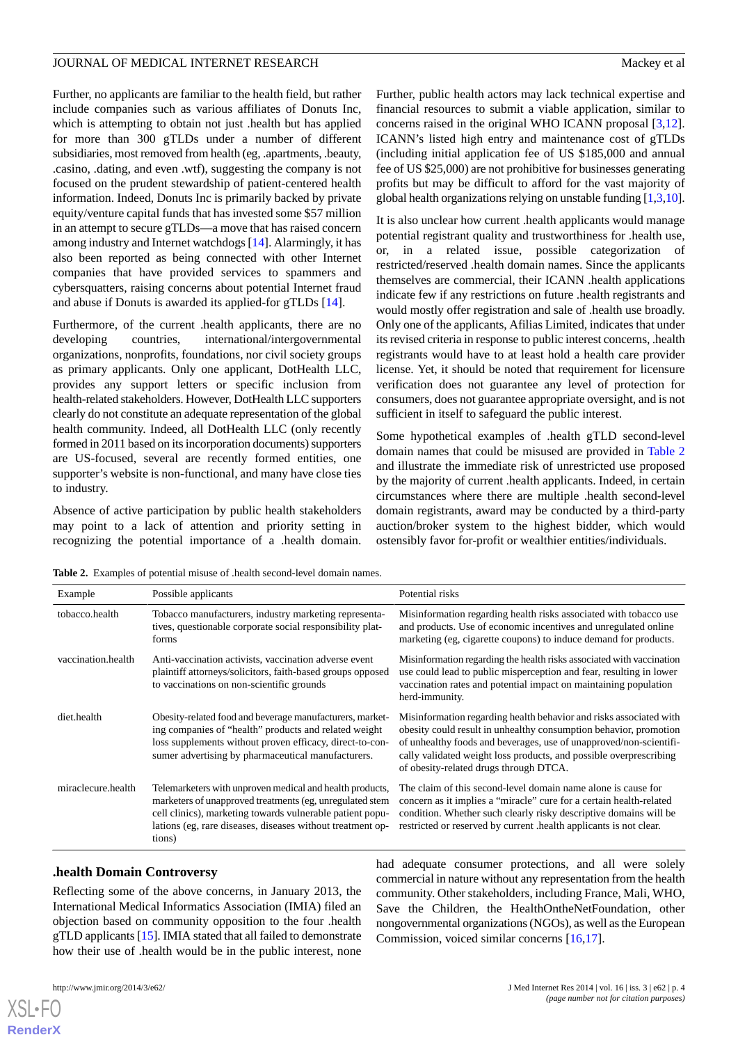Further, no applicants are familiar to the health field, but rather include companies such as various affiliates of Donuts Inc, which is attempting to obtain not just .health but has applied for more than 300 gTLDs under a number of different subsidiaries, most removed from health (eg, .apartments, .beauty, .casino, .dating, and even .wtf), suggesting the company is not focused on the prudent stewardship of patient-centered health information. Indeed, Donuts Inc is primarily backed by private equity/venture capital funds that has invested some $57 million in an attempt to secure gTLDs—a move that has raised concern among industry and Internet watchdogs [14]. Alarmingly, it has also been reported as being connected with other Internet companies that have provided services to spammers and cybersquatters, raising concerns about potential Internet fraud and abuse if Donuts is awarded its applied-for gTLDs [14].

Furthermore, of the current .health applicants, there are no developing countries, international/intergovernmental organizations, nonprofits, foundations, nor civil society groups as primary applicants. Only one applicant, DotHealth LLC, provides any support letters or specific inclusion from health-related stakeholders. However, DotHealth LLC supporters clearly do not constitute an adequate representation of the global health community. Indeed, all DotHealth LLC (only recently formed in 2011 based on its incorporation documents) supporters are US-focused, several are recently formed entities, one supporter's website is non-functional, and many have close ties to industry.

Absence of active participation by public health stakeholders may point to a lack of attention and priority setting in recognizing the potential importance of a .health domain. Further, public health actors may lack technical expertise and financial resources to submit a viable application, similar to concerns raised in the original WHO ICANN proposal [3,12]. ICANN's listed high entry and maintenance cost of gTLDs (including initial application fee of US $185,000 and annual fee of US $25,000) are not prohibitive for businesses generating profits but may be difficult to afford for the vast majority of global health organizations relying on unstable funding [1,3,10].

It is also unclear how current .health applicants would manage potential registrant quality and trustworthiness for .health use, or, in a related issue, possible categorization of restricted/reserved .health domain names. Since the applicants themselves are commercial, their ICANN .health applications indicate few if any restrictions on future .health registrants and would mostly offer registration and sale of .health use broadly. Only one of the applicants, Afilias Limited, indicates that under its revised criteria in response to public interest concerns, .health registrants would have to at least hold a health care provider license. Yet, it should be noted that requirement for licensure verification does not guarantee any level of protection for consumers, does not guarantee appropriate oversight, and is not sufficient in itself to safeguard the public interest.

Some hypothetical examples of .health gTLD second-level domain names that could be misused are provided in Table 2 and illustrate the immediate risk of unrestricted use proposed by the majority of current .health applicants. Indeed, in certain circumstances where there are multiple .health second-level domain registrants, award may be conducted by a third-party auction/broker system to the highest bidder, which would ostensibly favor for-profit or wealthier entities/individuals.

**Table 2.** Examples of potential misuse of .health second-level domain names.

| Example | Possible applicants | Potential risks |
| --- | --- | --- |
| tobacco.health | Tobacco manufacturers, industry marketing representatives, questionable corporate social responsibility platforms | Misinformation regarding health risks associated with tobacco use and products. Use of economic incentives and unregulated online marketing (eg, cigarette coupons) to induce demand for products. |
| vaccination.health | Anti-vaccination activists, vaccination adverse event plaintiff attorneys/solicitors, faith-based groups opposed to vaccinations on non-scientific grounds | Misinformation regarding the health risks associated with vaccination use could lead to public misperception and fear, resulting in lower vaccination rates and potential impact on maintaining population herd-immunity. |
| diet.health | Obesity-related food and beverage manufacturers, marketing companies of "health" products and related weight loss supplements without proven efficacy, direct-to-consumer advertising by pharmaceutical manufacturers. | Misinformation regarding health behavior and risks associated with obesity could result in unhealthy consumption behavior, promotion of unhealthy foods and beverages, use of unapproved/non-scientifically validated weight loss products, and possible overprescribing of obesity-related drugs through DTCA. |
| miraclecure.health | Telemarketers with unproven medical and health products, marketers of unapproved treatments (eg, unregulated stem cell clinics), marketing towards vulnerable patient populations (eg, rare diseases, diseases without treatment options) | The claim of this second-level domain name alone is cause for concern as it implies a "miracle" cure for a certain health-related condition. Whether such clearly risky descriptive domains will be restricted or reserved by current .health applicants is not clear. |

## .health Domain Controversy

Reflecting some of the above concerns, in January 2013, the International Medical Informatics Association (IMIA) filed an objection based on community opposition to the four .health gTLD applicants [15]. IMIA stated that all failed to demonstrate how their use of .health would be in the public interest, none had adequate consumer protections, and all were solely commercial in nature without any representation from the health community. Other stakeholders, including France, Mali, WHO, Save the Children, the HealthOntheNetFoundation, other nongovernmental organizations (NGOs), as well as the European Commission, voiced similar concerns [16,17].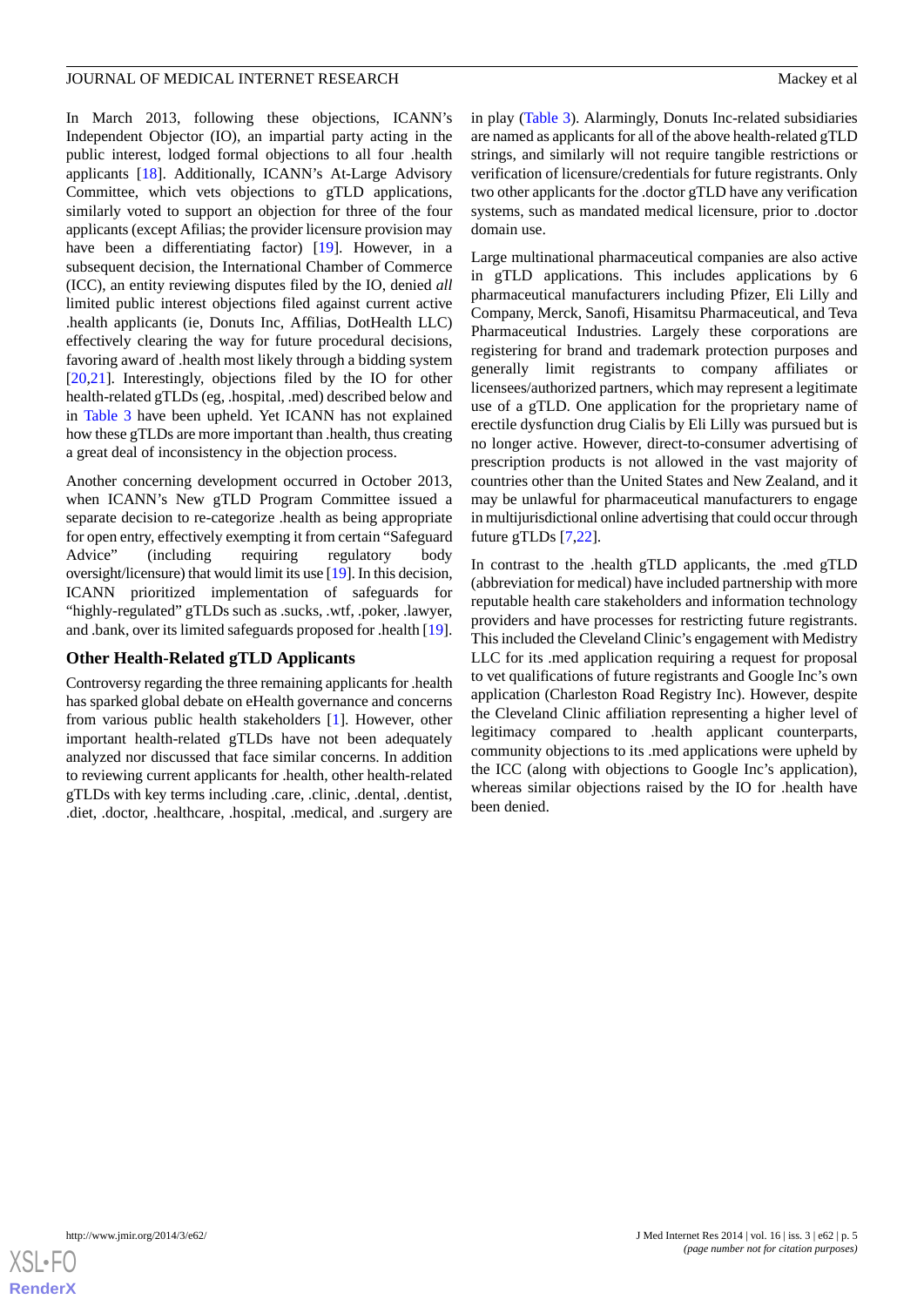In March 2013, following these objections, ICANN's Independent Objector (IO), an impartial party acting in the public interest, lodged formal objections to all four .health applicants [18]. Additionally, ICANN's At-Large Advisory Committee, which vets objections to gTLD applications, similarly voted to support an objection for three of the four applicants (except Afilias; the provider licensure provision may have been a differentiating factor) [19]. However, in a subsequent decision, the International Chamber of Commerce (ICC), an entity reviewing disputes filed by the IO, denied *all* limited public interest objections filed against current active .health applicants (ie, Donuts Inc, Affilias, DotHealth LLC) effectively clearing the way for future procedural decisions, favoring award of .health most likely through a bidding system [20,21]. Interestingly, objections filed by the IO for other health-related gTLDs (eg, .hospital, .med) described below and in Table 3 have been upheld. Yet ICANN has not explained how these gTLDs are more important than .health, thus creating a great deal of inconsistency in the objection process.

Another concerning development occurred in October 2013, when ICANN's New gTLD Program Committee issued a separate decision to re-categorize .health as being appropriate for open entry, effectively exempting it from certain "Safeguard Advice" (including requiring regulatory body oversight/licensure) that would limit its use [19]. In this decision, ICANN prioritized implementation of safeguards for "highly-regulated" gTLDs such as .sucks, .wtf, .poker, .lawyer, and .bank, over its limited safeguards proposed for .health [19].

### Other Health-Related gTLD Applicants

Controversy regarding the three remaining applicants for .health has sparked global debate on eHealth governance and concerns from various public health stakeholders [1]. However, other important health-related gTLDs have not been adequately analyzed nor discussed that face similar concerns. In addition to reviewing current applicants for .health, other health-related gTLDs with key terms including .care, .clinic, .dental, .dentist, .diet, .doctor, .healthcare, .hospital, .medical, and .surgery are in play (Table 3). Alarmingly, Donuts Inc-related subsidiaries are named as applicants for all of the above health-related gTLD strings, and similarly will not require tangible restrictions or verification of licensure/credentials for future registrants. Only two other applicants for the .doctor gTLD have any verification systems, such as mandated medical licensure, prior to .doctor domain use.

Large multinational pharmaceutical companies are also active in gTLD applications. This includes applications by 6 pharmaceutical manufacturers including Pfizer, Eli Lilly and Company, Merck, Sanofi, Hisamitsu Pharmaceutical, and Teva Pharmaceutical Industries. Largely these corporations are registering for brand and trademark protection purposes and generally limit registrants to company affiliates or licensees/authorized partners, which may represent a legitimate use of a gTLD. One application for the proprietary name of erectile dysfunction drug Cialis by Eli Lilly was pursued but is no longer active. However, direct-to-consumer advertising of prescription products is not allowed in the vast majority of countries other than the United States and New Zealand, and it may be unlawful for pharmaceutical manufacturers to engage in multijurisdictional online advertising that could occur through future gTLDs [7,22].

In contrast to the .health gTLD applicants, the .med gTLD (abbreviation for medical) have included partnership with more reputable health care stakeholders and information technology providers and have processes for restricting future registrants. This included the Cleveland Clinic's engagement with Medistry LLC for its .med application requiring a request for proposal to vet qualifications of future registrants and Google Inc's own application (Charleston Road Registry Inc). However, despite the Cleveland Clinic affiliation representing a higher level of legitimacy compared to .health applicant counterparts, community objections to its .med applications were upheld by the ICC (along with objections to Google Inc's application), whereas similar objections raised by the IO for .health have been denied.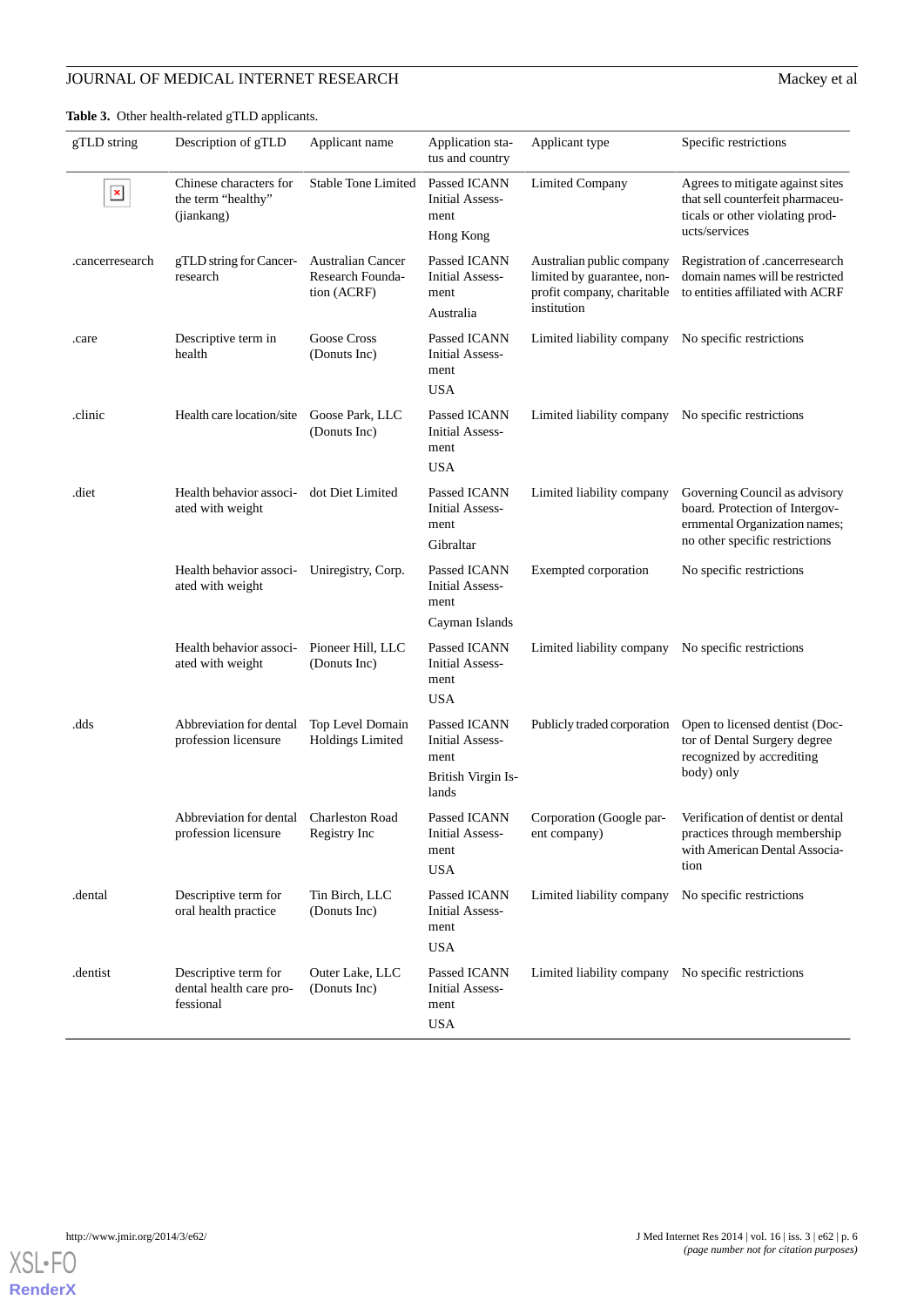**Table 3.** Other health-related gTLD applicants.

| gTLD string | Description of gTLD | Applicant name | Application status and country | Applicant type | Specific restrictions |
|---|---|---|---|---|---|
| | Chinese characters for the term "healthy" (jiankang) | Stable Tone Limited | Passed ICANN Initial Assessment<br>Hong Kong | Limited Company | Agrees to mitigate against sites that sell counterfeit pharmaceuticals or other violating products/services |
| .cancerresearch | gTLD string for Cancer-research | Australian Cancer Research Foundation (ACRF) | Passed ICANN Initial Assessment<br>Australia | Australian public company limited by guarantee, non-profit company, charitable institution | Registration of .cancerresearch domain names will be restricted to entities affiliated with ACRF |
| .care | Descriptive term in health | Goose Cross (Donuts Inc) | Passed ICANN Initial Assessment<br>USA | Limited liability company | No specific restrictions |
| .clinic | Health care location/site | Goose Park, LLC (Donuts Inc) | Passed ICANN Initial Assessment<br>USA | Limited liability company | No specific restrictions |
| .diet | Health behavior associated with weight | dot Diet Limited | Passed ICANN Initial Assessment<br>Gibraltar | Limited liability company | Governing Council as advisory board. Protection of Intergovernmental Organization names; no other specific restrictions |
| | Health behavior associated with weight | Uniregistry, Corp. | Passed ICANN Initial Assessment<br>Cayman Islands | Exempted corporation | No specific restrictions |
| | Health behavior associated with weight | Pioneer Hill, LLC (Donuts Inc) | Passed ICANN Initial Assessment<br>USA | Limited liability company | No specific restrictions |
| .dds | Abbreviation for dental profession licensure | Top Level Domain Holdings Limited | Passed ICANN Initial Assessment<br>British Virgin Islands | Publicly traded corporation | Open to licensed dentist (Doctor of Dental Surgery degree recognized by accrediting body) only |
| | Abbreviation for dental profession licensure | Charleston Road Registry Inc | Passed ICANN Initial Assessment<br>USA | Corporation (Google parent company) | Verification of dentist or dental practices through membership with American Dental Association |
| .dental | Descriptive term for oral health practice | Tin Birch, LLC (Donuts Inc) | Passed ICANN Initial Assessment<br>USA | Limited liability company | No specific restrictions |
| .dentist | Descriptive term for dental health care professional | Outer Lake, LLC (Donuts Inc) | Passed ICANN Initial Assessment<br>USA | Limited liability company | No specific restrictions |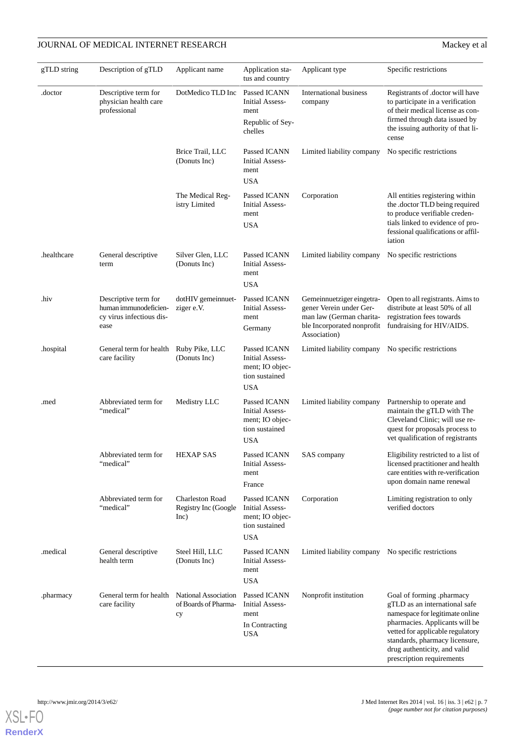| gTLD string | Description of gTLD | Applicant name | Application status and country | Applicant type | Specific restrictions |
| --- | --- | --- | --- | --- | --- |
| .doctor | Descriptive term for physician health care professional | DotMedico TLD Inc | Passed ICANN Initial Assessment<br>Republic of Seychelles | International business company | Registrants of .doctor will have to participate in a verification of their medical license as confirmed through data issued by the issuing authority of that license |
| | | Brice Trail, LLC (Donuts Inc) | Passed ICANN Initial Assessment<br>USA | Limited liability company | No specific restrictions |
| | | The Medical Registry Limited | Passed ICANN Initial Assessment<br>USA | Corporation | All entities registering within the .doctor TLD being required to produce verifiable credentials linked to evidence of professional qualifications or affiliation |
| .healthcare | General descriptive term | Silver Glen, LLC (Donuts Inc) | Passed ICANN Initial Assessment<br>USA | Limited liability company | No specific restrictions |
| .hiv | Descriptive term for human immunodeficiency virus infectious disease | dotHIV gemeinnuetziger e.V. | Passed ICANN Initial Assessment<br>Germany | Gemeinnuetziger eingetragener Verein under German law (German charitable Incorporated nonprofit Association) | Open to all registrants. Aims to distribute at least 50% of all registration fees towards fundraising for HIV/AIDS. |
| .hospital | General term for health care facility | Ruby Pike, LLC (Donuts Inc) | Passed ICANN Initial Assessment; IO objection sustained<br>USA | Limited liability company | No specific restrictions |
| .med | Abbreviated term for "medical" | Medistry LLC | Passed ICANN Initial Assessment; IO objection sustained<br>USA | Limited liability company | Partnership to operate and maintain the gTLD with The Cleveland Clinic; will use request for proposals process to vet qualification of registrants |
| | Abbreviated term for "medical" | HEXAP SAS | Passed ICANN Initial Assessment<br>France | SAS company | Eligibility restricted to a list of licensed practitioner and health care entities with re-verification upon domain name renewal |
| | Abbreviated term for "medical" | Charleston Road Registry Inc (Google Inc) | Passed ICANN Initial Assessment; IO objection sustained<br>USA | Corporation | Limiting registration to only verified doctors |
| .medical | General descriptive health term | Steel Hill, LLC (Donuts Inc) | Passed ICANN Initial Assessment<br>USA | Limited liability company | No specific restrictions |
| .pharmacy | General term for health care facility | National Association of Boards of Pharmacy | Passed ICANN Initial Assessment<br>In Contracting<br>USA | Nonprofit institution | Goal of forming .pharmacy gTLD as an international safe namespace for legitimate online pharmacies. Applicants will be vetted for applicable regulatory standards, pharmacy licensure, drug authenticity, and valid prescription requirements |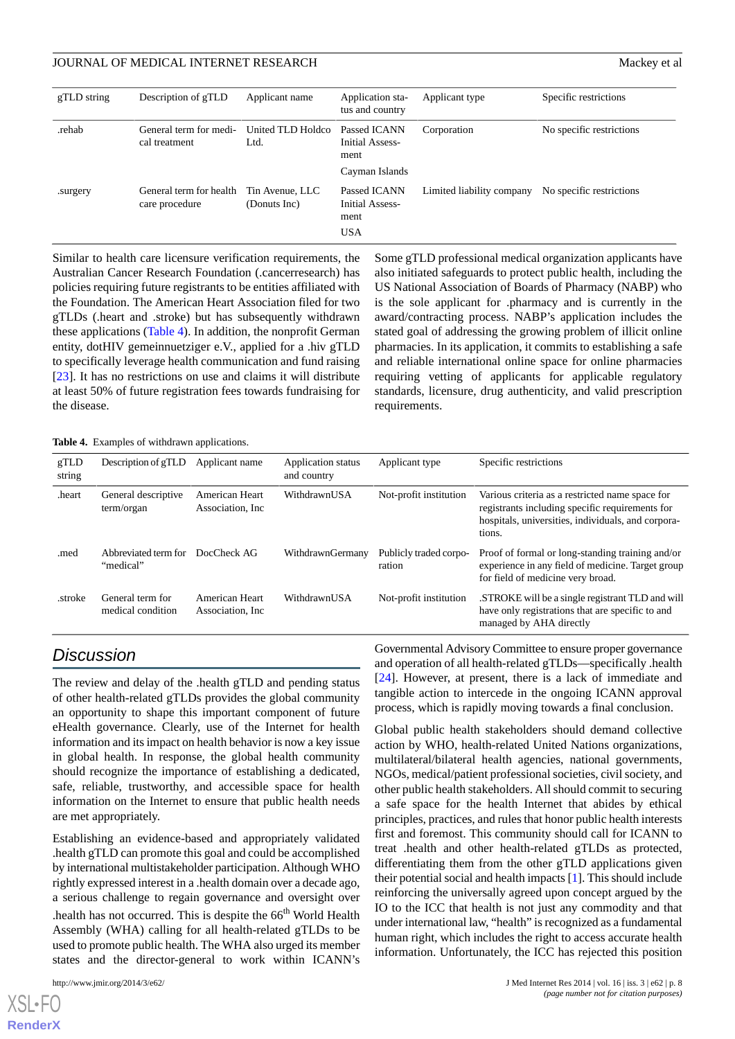| gTLD string | Description of gTLD | Applicant name | Application status and country | Applicant type | Specific restrictions |
|---|---|---|---|---|---|
| .rehab | General term for medical treatment | United TLD Holdco Ltd. | Passed ICANN Initial Assessment<br><br>Cayman Islands | Corporation | No specific restrictions |
| .surgery | General term for health care procedure | Tin Avenue, LLC (Donuts Inc) | Passed ICANN Initial Assessment<br><br>USA | Limited liability company | No specific restrictions |

Similar to health care licensure verification requirements, the Australian Cancer Research Foundation (.cancerresearch) has policies requiring future registrants to be entities affiliated with the Foundation. The American Heart Association filed for two gTLDs (.heart and .stroke) but has subsequently withdrawn these applications (Table 4). In addition, the nonprofit German entity, dotHIV gemeinnuetziger e.V., applied for a .hiv gTLD to specifically leverage health communication and fund raising [23]. It has no restrictions on use and claims it will distribute at least 50% of future registration fees towards fundraising for the disease.

Some gTLD professional medical organization applicants have also initiated safeguards to protect public health, including the US National Association of Boards of Pharmacy (NABP) who is the sole applicant for .pharmacy and is currently in the award/contracting process. NABP's application includes the stated goal of addressing the growing problem of illicit online pharmacies. In its application, it commits to establishing a safe and reliable international online space for online pharmacies requiring vetting of applicants for applicable regulatory standards, licensure, drug authenticity, and valid prescription requirements.

**Table 4.** Examples of withdrawn applications.

| gTLD string | Description of gTLD | Applicant name | Application status and country | Applicant type | Specific restrictions |
|---|---|---|---|---|---|
| .heart | General descriptive term/organ | American Heart Association, Inc | WithdrawnUSA | Not-profit institution | Various criteria as a restricted name space for registrants including specific requirements for hospitals, universities, individuals, and corporations. |
| .med | Abbreviated term for "medical" | DocCheck AG | WithdrawnGermany | Publicly traded corporation | Proof of formal or long-standing training and/or experience in any field of medicine. Target group for field of medicine very broad. |
| .stroke | General term for medical condition | American Heart Association, Inc | WithdrawnUSA | Not-profit institution | .STROKE will be a single registrant TLD and will have only registrations that are specific to and managed by AHA directly |

## Discussion

The review and delay of the .health gTLD and pending status of other health-related gTLDs provides the global community an opportunity to shape this important component of future eHealth governance. Clearly, use of the Internet for health information and its impact on health behavior is now a key issue in global health. In response, the global health community should recognize the importance of establishing a dedicated, safe, reliable, trustworthy, and accessible space for health information on the Internet to ensure that public health needs are met appropriately.

Establishing an evidence-based and appropriately validated .health gTLD can promote this goal and could be accomplished by international multistakeholder participation. Although WHO rightly expressed interest in a .health domain over a decade ago, a serious challenge to regain governance and oversight over .health has not occurred. This is despite the 66th World Health Assembly (WHA) calling for all health-related gTLDs to be used to promote public health. The WHA also urged its member states and the director-general to work within ICANN's Governmental Advisory Committee to ensure proper governance and operation of all health-related gTLDs—specifically .health [24]. However, at present, there is a lack of immediate and tangible action to intercede in the ongoing ICANN approval process, which is rapidly moving towards a final conclusion.

Global public health stakeholders should demand collective action by WHO, health-related United Nations organizations, multilateral/bilateral health agencies, national governments, NGOs, medical/patient professional societies, civil society, and other public health stakeholders. All should commit to securing a safe space for the health Internet that abides by ethical principles, practices, and rules that honor public health interests first and foremost. This community should call for ICANN to treat .health and other health-related gTLDs as protected, differentiating them from the other gTLD applications given their potential social and health impacts [1]. This should include reinforcing the universally agreed upon concept argued by the IO to the ICC that health is not just any commodity and that under international law, "health" is recognized as a fundamental human right, which includes the right to access accurate health information. Unfortunately, the ICC has rejected this position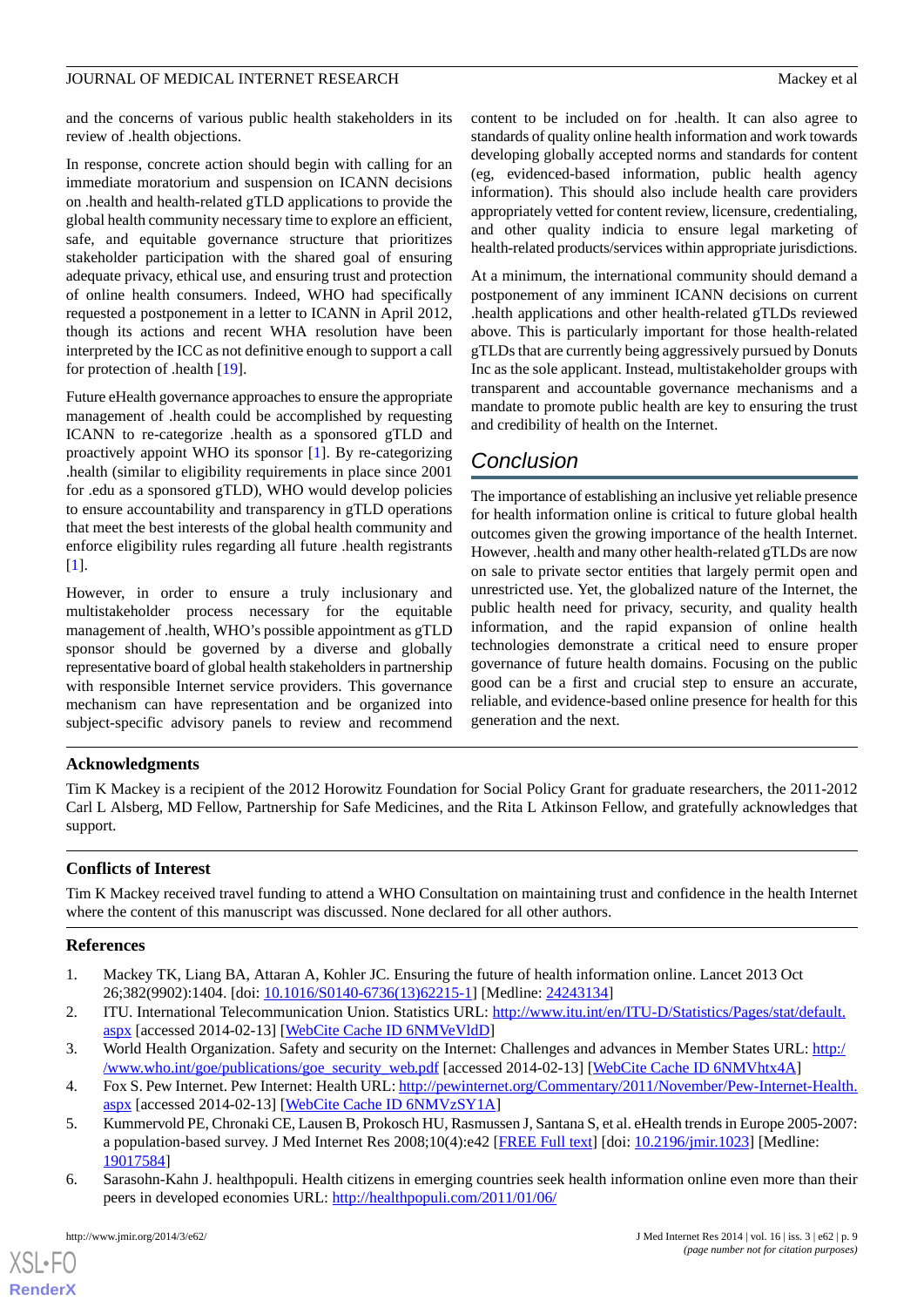and the concerns of various public health stakeholders in its review of .health objections.

In response, concrete action should begin with calling for an immediate moratorium and suspension on ICANN decisions on .health and health-related gTLD applications to provide the global health community necessary time to explore an efficient, safe, and equitable governance structure that prioritizes stakeholder participation with the shared goal of ensuring adequate privacy, ethical use, and ensuring trust and protection of online health consumers. Indeed, WHO had specifically requested a postponement in a letter to ICANN in April 2012, though its actions and recent WHA resolution have been interpreted by the ICC as not definitive enough to support a call for protection of .health [19].

Future eHealth governance approaches to ensure the appropriate management of .health could be accomplished by requesting ICANN to re-categorize .health as a sponsored gTLD and proactively appoint WHO its sponsor [1]. By re-categorizing .health (similar to eligibility requirements in place since 2001 for .edu as a sponsored gTLD), WHO would develop policies to ensure accountability and transparency in gTLD operations that meet the best interests of the global health community and enforce eligibility rules regarding all future .health registrants [1].

However, in order to ensure a truly inclusionary and multistakeholder process necessary for the equitable management of .health, WHO's possible appointment as gTLD sponsor should be governed by a diverse and globally representative board of global health stakeholders in partnership with responsible Internet service providers. This governance mechanism can have representation and be organized into subject-specific advisory panels to review and recommend content to be included on for .health. It can also agree to standards of quality online health information and work towards developing globally accepted norms and standards for content (eg, evidenced-based information, public health agency information). This should also include health care providers appropriately vetted for content review, licensure, credentialing, and other quality indicia to ensure legal marketing of health-related products/services within appropriate jurisdictions.

At a minimum, the international community should demand a postponement of any imminent ICANN decisions on current .health applications and other health-related gTLDs reviewed above. This is particularly important for those health-related gTLDs that are currently being aggressively pursued by Donuts Inc as the sole applicant. Instead, multistakeholder groups with transparent and accountable governance mechanisms and a mandate to promote public health are key to ensuring the trust and credibility of health on the Internet.

## Conclusion

The importance of establishing an inclusive yet reliable presence for health information online is critical to future global health outcomes given the growing importance of the health Internet. However, .health and many other health-related gTLDs are now on sale to private sector entities that largely permit open and unrestricted use. Yet, the globalized nature of the Internet, the public health need for privacy, security, and quality health information, and the rapid expansion of online health technologies demonstrate a critical need to ensure proper governance of future health domains. Focusing on the public good can be a first and crucial step to ensure an accurate, reliable, and evidence-based online presence for health for this generation and the next.

### Acknowledgments

Tim K Mackey is a recipient of the 2012 Horowitz Foundation for Social Policy Grant for graduate researchers, the 2011-2012 Carl L Alsberg, MD Fellow, Partnership for Safe Medicines, and the Rita L Atkinson Fellow, and gratefully acknowledges that support.

### Conflicts of Interest

Tim K Mackey received travel funding to attend a WHO Consultation on maintaining trust and confidence in the health Internet where the content of this manuscript was discussed. None declared for all other authors.

### References

1. Mackey TK, Liang BA, Attaran A, Kohler JC. Ensuring the future of health information online. Lancet 2013 Oct 26;382(9902):1404. [doi: 10.1016/S0140-6736(13)62215-1] [Medline: 24243134]
2. ITU. International Telecommunication Union. Statistics URL: http://www.itu.int/en/ITU-D/Statistics/Pages/stat/default.aspx [accessed 2014-02-13] [WebCite Cache ID 6NMVeVldD]
3. World Health Organization. Safety and security on the Internet: Challenges and advances in Member States URL: http://www.who.int/goe/publications/goe_security_web.pdf [accessed 2014-02-13] [WebCite Cache ID 6NMVhtx4A]
4. Fox S. Pew Internet. Pew Internet: Health URL: http://pewinternet.org/Commentary/2011/November/Pew-Internet-Health.aspx [accessed 2014-02-13] [WebCite Cache ID 6NMVzSY1A]
5. Kummervold PE, Chronaki CE, Lausen B, Prokosch HU, Rasmussen J, Santana S, et al. eHealth trends in Europe 2005-2007: a population-based survey. J Med Internet Res 2008;10(4):e42 [FREE Full text] [doi: 10.2196/jmir.1023] [Medline: 19017584]
6. Sarasohn-Kahn J. healthpopuli. Health citizens in emerging countries seek health information online even more than their peers in developed economies URL: http://healthpopuli.com/2011/01/06/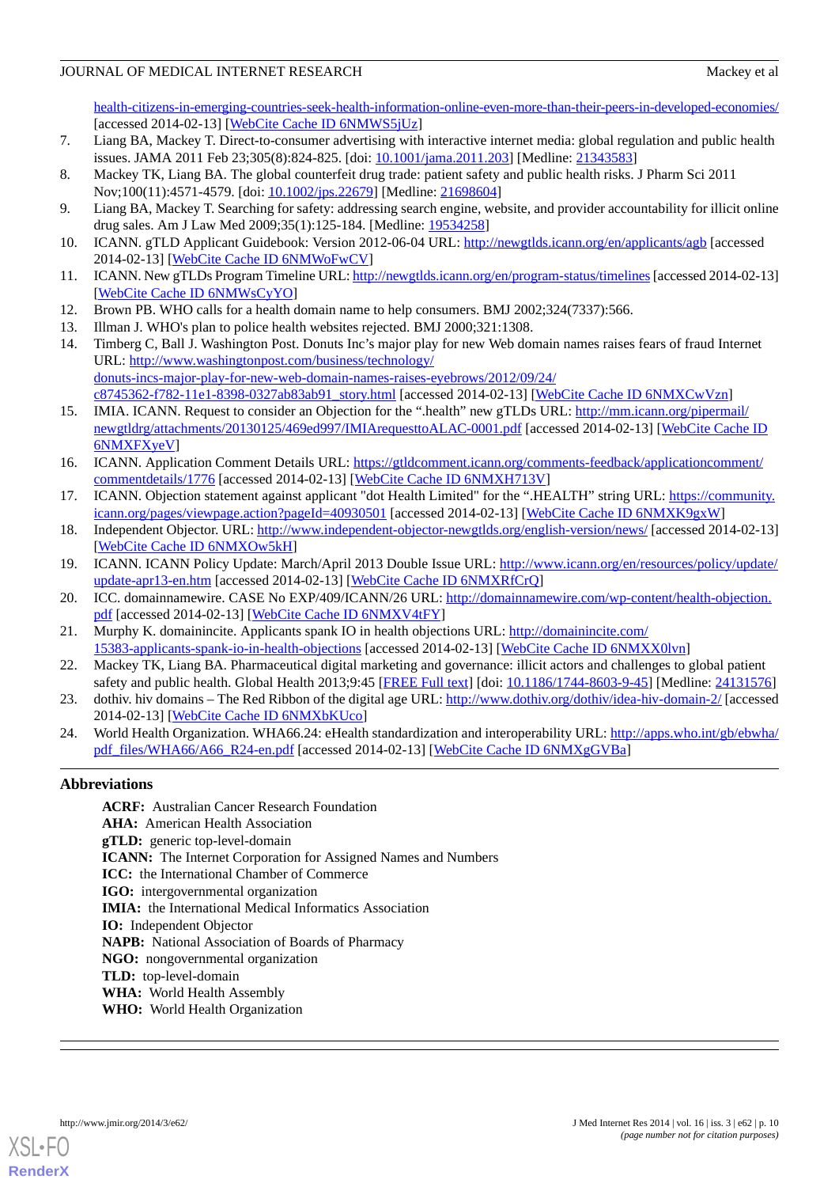health-citizens-in-emerging-countries-seek-health-information-online-even-more-than-their-peers-in-developed-economies/ [accessed 2014-02-13] [WebCite Cache ID 6NMWS5jUz]

7. Liang BA, Mackey T. Direct-to-consumer advertising with interactive internet media: global regulation and public health issues. JAMA 2011 Feb 23;305(8):824-825. [doi: 10.1001/jama.2011.203] [Medline: 21343583]
8. Mackey TK, Liang BA. The global counterfeit drug trade: patient safety and public health risks. J Pharm Sci 2011 Nov;100(11):4571-4579. [doi: 10.1002/jps.22679] [Medline: 21698604]
9. Liang BA, Mackey T. Searching for safety: addressing search engine, website, and provider accountability for illicit online drug sales. Am J Law Med 2009;35(1):125-184. [Medline: 19534258]
10. ICANN. gTLD Applicant Guidebook: Version 2012-06-04 URL: http://newgtlds.icann.org/en/applicants/agb [accessed 2014-02-13] [WebCite Cache ID 6NMWoFwCV]
11. ICANN. New gTLDs Program Timeline URL: http://newgtlds.icann.org/en/program-status/timelines [accessed 2014-02-13] [WebCite Cache ID 6NMWsCyYO]
12. Brown PB. WHO calls for a health domain name to help consumers. BMJ 2002;324(7337):566.
13. Illman J. WHO's plan to police health websites rejected. BMJ 2000;321:1308.
14. Timberg C, Ball J. Washington Post. Donuts Inc's major play for new Web domain names raises fears of fraud Internet URL: http://www.washingtonpost.com/business/technology/donuts-incs-major-play-for-new-web-domain-names-raises-eyebrows/2012/09/24/c8745362-f782-11e1-8398-0327ab83ab91_story.html [accessed 2014-02-13] [WebCite Cache ID 6NMXCwVzn]
15. IMIA. ICANN. Request to consider an Objection for the ".health" new gTLDs URL: http://mm.icann.org/pipermail/newgtldrg/attachments/20130125/469ed997/IMIArequesttoALAC-0001.pdf [accessed 2014-02-13] [WebCite Cache ID 6NMXFXyeV]
16. ICANN. Application Comment Details URL: https://gtldcomment.icann.org/comments-feedback/applicationcomment/commentdetails/1776 [accessed 2014-02-13] [WebCite Cache ID 6NMXH713V]
17. ICANN. Objection statement against applicant "dot Health Limited" for the ".HEALTH" string URL: https://community.icann.org/pages/viewpage.action?pageId=40930501 [accessed 2014-02-13] [WebCite Cache ID 6NMXK9gxW]
18. Independent Objector. URL: http://www.independent-objector-newgtlds.org/english-version/news/ [accessed 2014-02-13] [WebCite Cache ID 6NMXOw5kH]
19. ICANN. ICANN Policy Update: March/April 2013 Double Issue URL: http://www.icann.org/en/resources/policy/update/update-apr13-en.htm [accessed 2014-02-13] [WebCite Cache ID 6NMXRfCrQ]
20. ICC. domainnamewire. CASE No EXP/409/ICANN/26 URL: http://domainnamewire.com/wp-content/health-objection.pdf [accessed 2014-02-13] [WebCite Cache ID 6NMXV4tFY]
21. Murphy K. domainincite. Applicants spank IO in health objections URL: http://domainincite.com/15383-applicants-spank-io-in-health-objections [accessed 2014-02-13] [WebCite Cache ID 6NMXX0lvn]
22. Mackey TK, Liang BA. Pharmaceutical digital marketing and governance: illicit actors and challenges to global patient safety and public health. Global Health 2013;9:45 [FREE Full text] [doi: 10.1186/1744-8603-9-45] [Medline: 24131576]
23. dothiv. hiv domains – The Red Ribbon of the digital age URL: http://www.dothiv.org/dothiv/idea-hiv-domain-2/ [accessed 2014-02-13] [WebCite Cache ID 6NMXbKUco]
24. World Health Organization. WHA66.24: eHealth standardization and interoperability URL: http://apps.who.int/gb/ebwha/pdf_files/WHA66/A66_R24-en.pdf [accessed 2014-02-13] [WebCite Cache ID 6NMXgGVBa]

## Abbreviations

**ACRF:** Australian Cancer Research Foundation
**AHA:** American Health Association
**gTLD:** generic top-level-domain
**ICANN:** The Internet Corporation for Assigned Names and Numbers
**ICC:** the International Chamber of Commerce
**IGO:** intergovernmental organization
**IMIA:** the International Medical Informatics Association
**IO:** Independent Objector
**NAPB:** National Association of Boards of Pharmacy
**NGO:** nongovernmental organization
**TLD:** top-level-domain
**WHA:** World Health Assembly
**WHO:** World Health Organization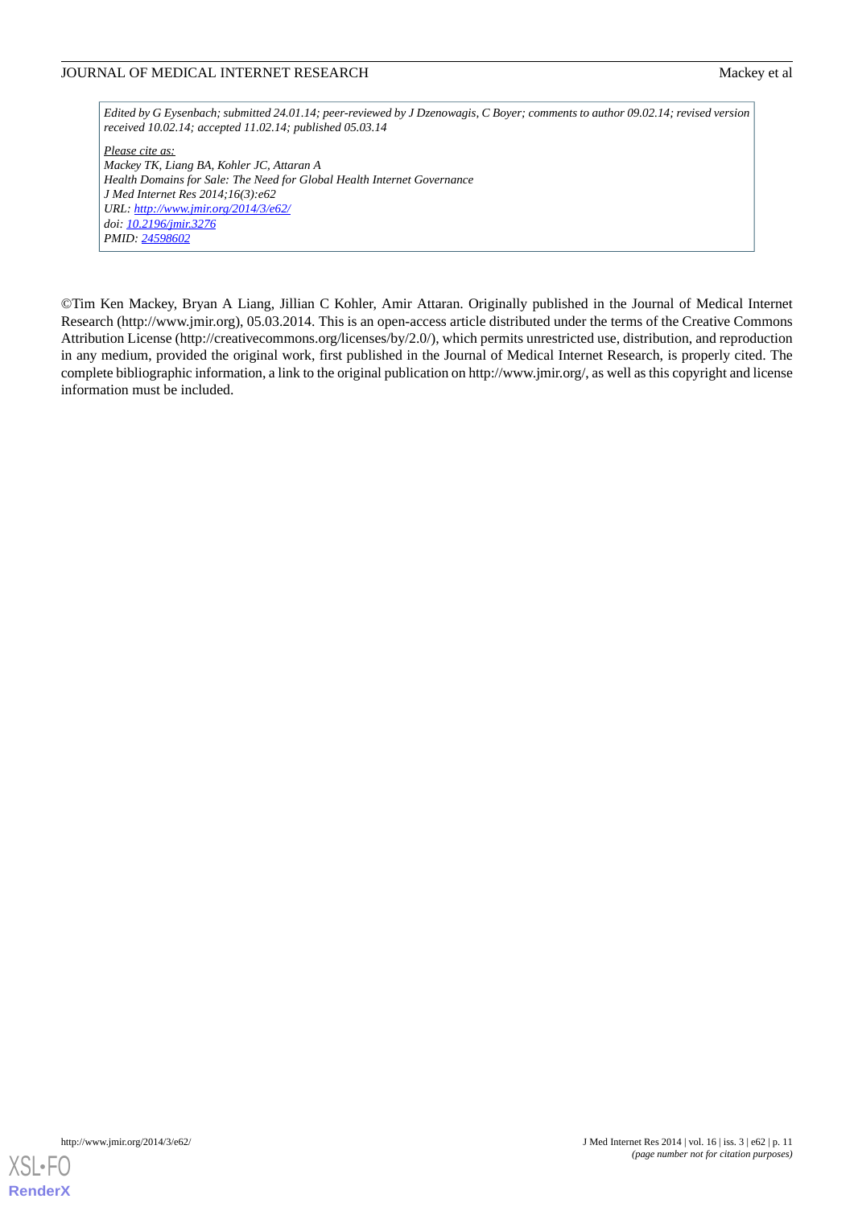*Edited by G Eysenbach; submitted 24.01.14; peer-reviewed by J Dzenowagis, C Boyer; comments to author 09.02.14; revised version received 10.02.14; accepted 11.02.14; published 05.03.14*

*Please cite as:*
*Mackey TK, Liang BA, Kohler JC, Attaran A*
*Health Domains for Sale: The Need for Global Health Internet Governance*
*J Med Internet Res 2014;16(3):e62*
*URL: http://www.jmir.org/2014/3/e62/*
*doi: 10.2196/jmir.3276*
*PMID: 24598602*

©Tim Ken Mackey, Bryan A Liang, Jillian C Kohler, Amir Attaran. Originally published in the Journal of Medical Internet Research (http://www.jmir.org), 05.03.2014. This is an open-access article distributed under the terms of the Creative Commons Attribution License (http://creativecommons.org/licenses/by/2.0/), which permits unrestricted use, distribution, and reproduction in any medium, provided the original work, first published in the Journal of Medical Internet Research, is properly cited. The complete bibliographic information, a link to the original publication on http://www.jmir.org/, as well as this copyright and license information must be included.